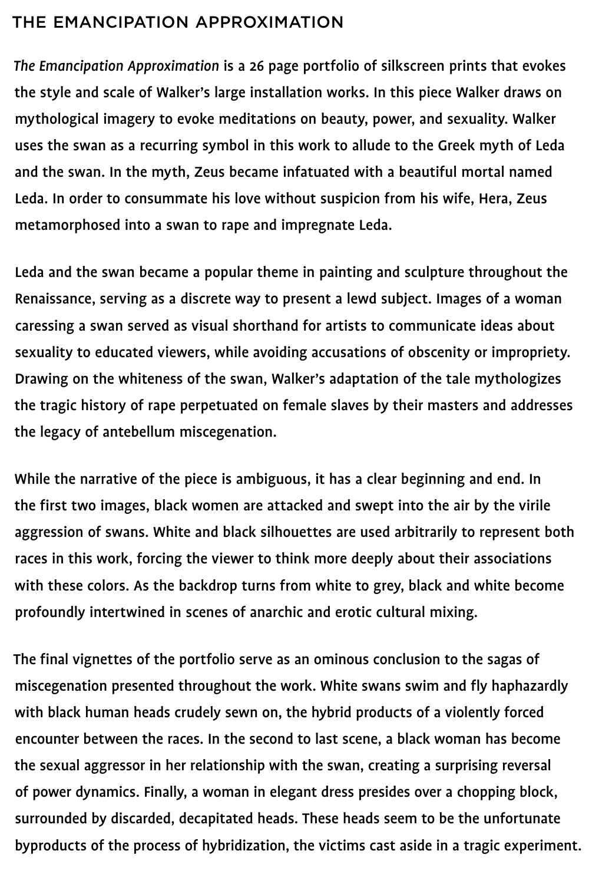# THE EMANCIPATION APPROXIMATION

*The Emancipation Approximation* is a 26 page portfolio of silkscreen prints that evokes the style and scale of Walker's large installation works. In this piece Walker draws on mythological imagery to evoke meditations on beauty, power, and sexuality. Walker uses the swan as a recurring symbol in this work to allude to the Greek myth of Leda and the swan. In the myth, Zeus became infatuated with a beautiful mortal named Leda. In order to consummate his love without suspicion from his wife, Hera, Zeus metamorphosed into a swan to rape and impregnate Leda.

Leda and the swan became a popular theme in painting and sculpture throughout the Renaissance, serving as a discrete way to present a lewd subject. Images of a woman caressing a swan served as visual shorthand for artists to communicate ideas about sexuality to educated viewers, while avoiding accusations of obscenity or impropriety. Drawing on the whiteness of the swan, Walker's adaptation of the tale mythologizes the tragic history of rape perpetuated on female slaves by their masters and addresses the legacy of antebellum miscegenation.

While the narrative of the piece is ambiguous, it has a clear beginning and end. In the first two images, black women are attacked and swept into the air by the virile aggression of swans. White and black silhouettes are used arbitrarily to represent both races in this work, forcing the viewer to think more deeply about their associations with these colors. As the backdrop turns from white to grey, black and white become profoundly intertwined in scenes of anarchic and erotic cultural mixing.

The final vignettes of the portfolio serve as an ominous conclusion to the sagas of miscegenation presented throughout the work. White swans swim and fly haphazardly with black human heads crudely sewn on, the hybrid products of a violently forced encounter between the races. In the second to last scene, a black woman has become the sexual aggressor in her relationship with the swan, creating a surprising reversal of power dynamics. Finally, a woman in elegant dress presides over a chopping block, surrounded by discarded, decapitated heads. These heads seem to be the unfortunate byproducts of the process of hybridization, the victims cast aside in a tragic experiment.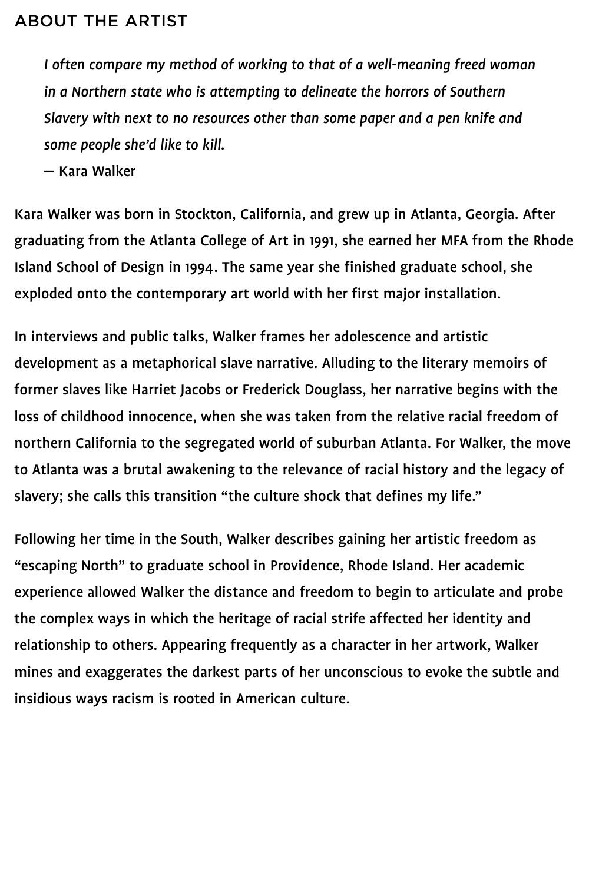## ABOUT THE ARTIST

> *I often compare my method of working to that of a well-meaning freed woman in a Northern state who is attempting to delineate the horrors of Southern Slavery with next to no resources other than some paper and a pen knife and some people she'd like to kill.*
>
> — Kara Walker

Kara Walker was born in Stockton, California, and grew up in Atlanta, Georgia. After graduating from the Atlanta College of Art in 1991, she earned her MFA from the Rhode Island School of Design in 1994. The same year she finished graduate school, she exploded onto the contemporary art world with her first major installation.

In interviews and public talks, Walker frames her adolescence and artistic development as a metaphorical slave narrative. Alluding to the literary memoirs of former slaves like Harriet Jacobs or Frederick Douglass, her narrative begins with the loss of childhood innocence, when she was taken from the relative racial freedom of northern California to the segregated world of suburban Atlanta. For Walker, the move to Atlanta was a brutal awakening to the relevance of racial history and the legacy of slavery; she calls this transition "the culture shock that defines my life."

Following her time in the South, Walker describes gaining her artistic freedom as "escaping North" to graduate school in Providence, Rhode Island. Her academic experience allowed Walker the distance and freedom to begin to articulate and probe the complex ways in which the heritage of racial strife affected her identity and relationship to others. Appearing frequently as a character in her artwork, Walker mines and exaggerates the darkest parts of her unconscious to evoke the subtle and insidious ways racism is rooted in American culture.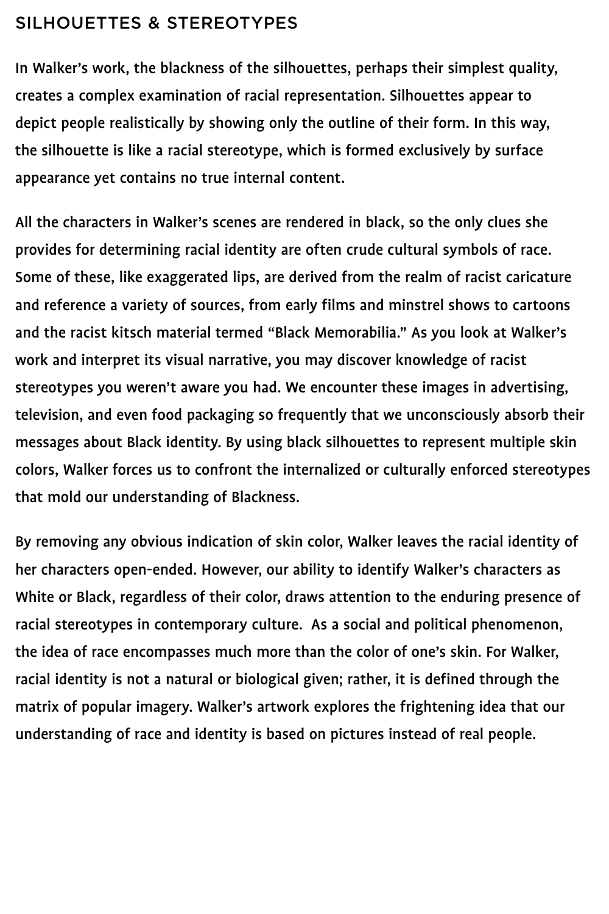## SILHOUETTES & STEREOTYPES

In Walker's work, the blackness of the silhouettes, perhaps their simplest quality, creates a complex examination of racial representation. Silhouettes appear to depict people realistically by showing only the outline of their form. In this way, the silhouette is like a racial stereotype, which is formed exclusively by surface appearance yet contains no true internal content.

All the characters in Walker's scenes are rendered in black, so the only clues she provides for determining racial identity are often crude cultural symbols of race. Some of these, like exaggerated lips, are derived from the realm of racist caricature and reference a variety of sources, from early films and minstrel shows to cartoons and the racist kitsch material termed "Black Memorabilia." As you look at Walker's work and interpret its visual narrative, you may discover knowledge of racist stereotypes you weren't aware you had. We encounter these images in advertising, television, and even food packaging so frequently that we unconsciously absorb their messages about Black identity. By using black silhouettes to represent multiple skin colors, Walker forces us to confront the internalized or culturally enforced stereotypes that mold our understanding of Blackness.

By removing any obvious indication of skin color, Walker leaves the racial identity of her characters open-ended. However, our ability to identify Walker's characters as White or Black, regardless of their color, draws attention to the enduring presence of racial stereotypes in contemporary culture. As a social and political phenomenon, the idea of race encompasses much more than the color of one's skin. For Walker, racial identity is not a natural or biological given; rather, it is defined through the matrix of popular imagery. Walker's artwork explores the frightening idea that our understanding of race and identity is based on pictures instead of real people.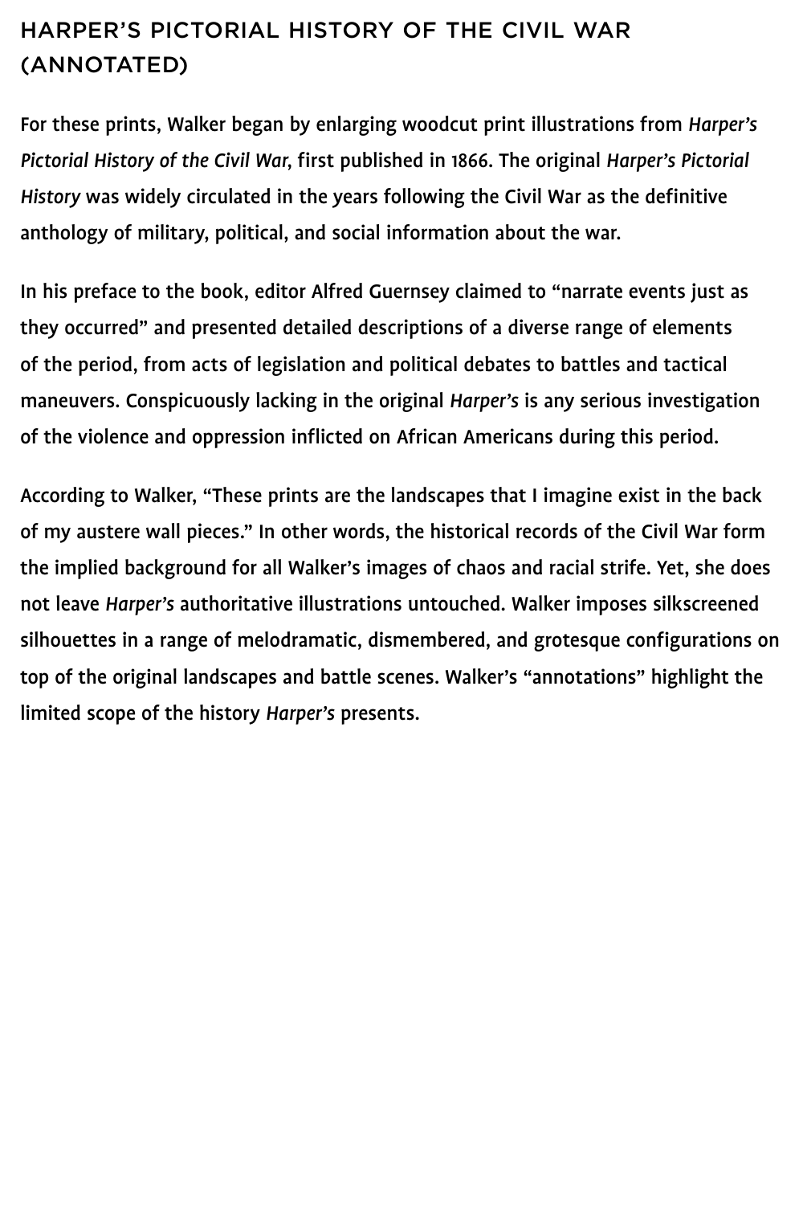## HARPER'S PICTORIAL HISTORY OF THE CIVIL WAR (ANNOTATED)

For these prints, Walker began by enlarging woodcut print illustrations from *Harper's Pictorial History of the Civil War*, first published in 1866. The original *Harper's Pictorial History* was widely circulated in the years following the Civil War as the definitive anthology of military, political, and social information about the war.

In his preface to the book, editor Alfred Guernsey claimed to "narrate events just as they occurred" and presented detailed descriptions of a diverse range of elements of the period, from acts of legislation and political debates to battles and tactical maneuvers. Conspicuously lacking in the original *Harper's* is any serious investigation of the violence and oppression inflicted on African Americans during this period.

According to Walker, "These prints are the landscapes that I imagine exist in the back of my austere wall pieces." In other words, the historical records of the Civil War form the implied background for all Walker's images of chaos and racial strife. Yet, she does not leave *Harper's* authoritative illustrations untouched. Walker imposes silkscreened silhouettes in a range of melodramatic, dismembered, and grotesque configurations on top of the original landscapes and battle scenes. Walker's "annotations" highlight the limited scope of the history *Harper's* presents.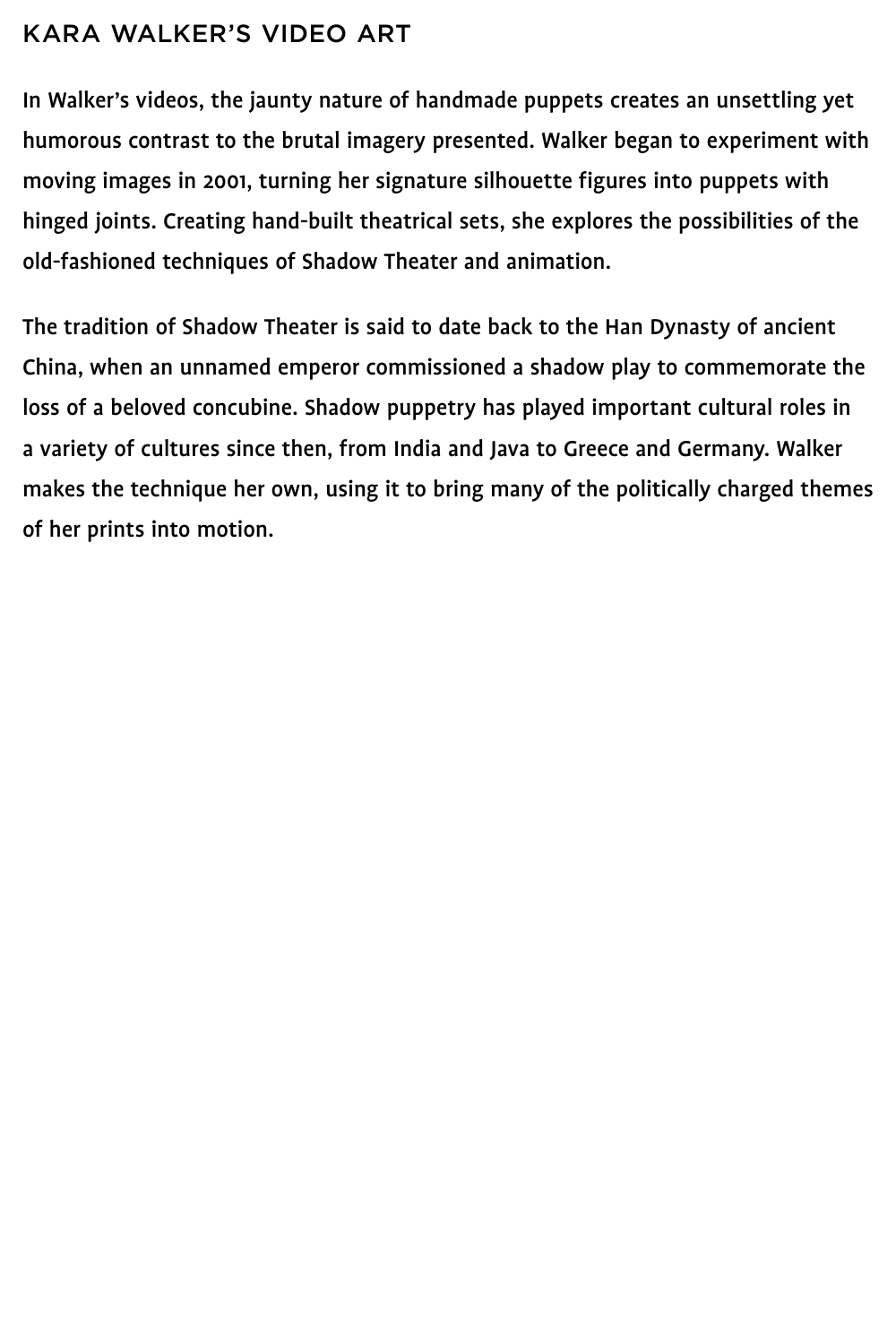## KARA WALKER'S VIDEO ART

In Walker's videos, the jaunty nature of handmade puppets creates an unsettling yet humorous contrast to the brutal imagery presented. Walker began to experiment with moving images in 2001, turning her signature silhouette figures into puppets with hinged joints. Creating hand-built theatrical sets, she explores the possibilities of the old-fashioned techniques of Shadow Theater and animation.

The tradition of Shadow Theater is said to date back to the Han Dynasty of ancient China, when an unnamed emperor commissioned a shadow play to commemorate the loss of a beloved concubine. Shadow puppetry has played important cultural roles in a variety of cultures since then, from India and Java to Greece and Germany. Walker makes the technique her own, using it to bring many of the politically charged themes of her prints into motion.